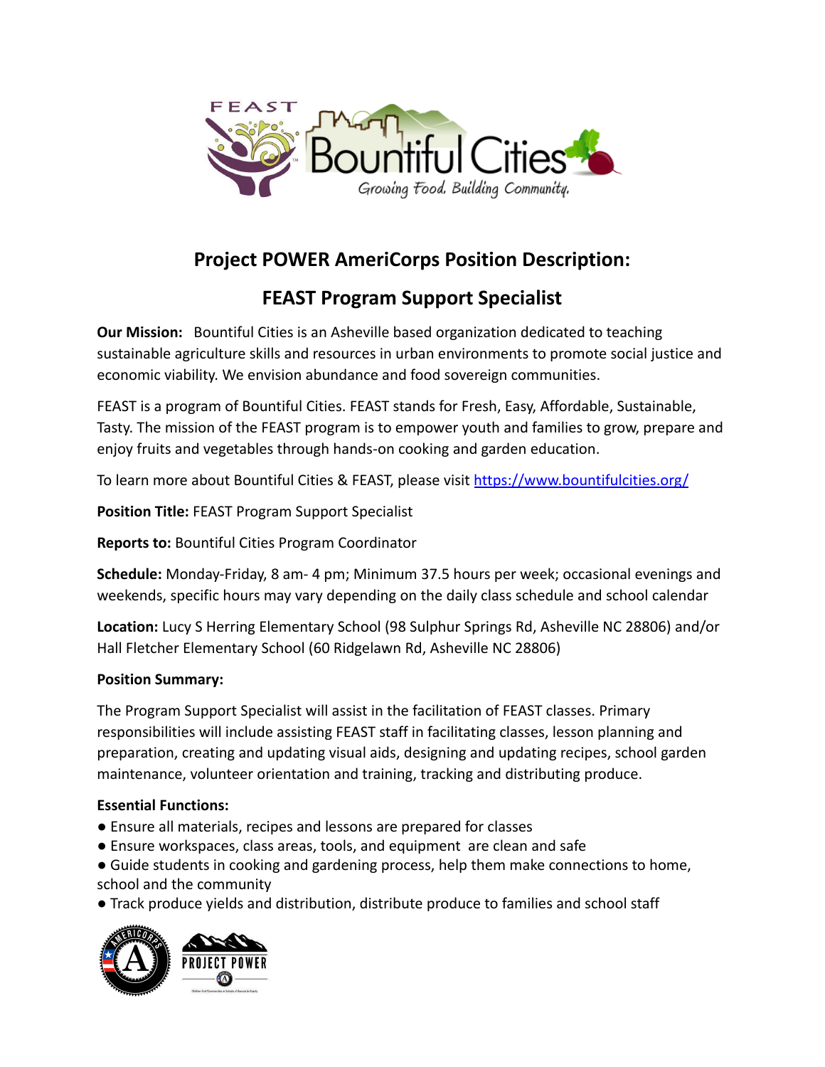# Project POWER AmeriCorps Position Description:

## FEAST Program Support Specialist

**Our Mission:** Bountiful Cities is an Asheville based organization dedicated to teaching sustainable agriculture skills and resources in urban environments to promote social justice and economic viability. We envision abundance and food sovereign communities.

FEAST is a program of Bountiful Cities. FEAST stands for Fresh, Easy, Affordable, Sustainable, Tasty. The mission of the FEAST program is to empower youth and families to grow, prepare and enjoy fruits and vegetables through hands-on cooking and garden education.

To learn more about Bountiful Cities & FEAST, please visit https://www.bountifulcities.org/

**Position Title:** FEAST Program Support Specialist

**Reports to:** Bountiful Cities Program Coordinator

**Schedule:** Monday-Friday, 8 am- 4 pm; Minimum 37.5 hours per week; occasional evenings and weekends, specific hours may vary depending on the daily class schedule and school calendar

**Location:** Lucy S Herring Elementary School (98 Sulphur Springs Rd, Asheville NC 28806) and/or Hall Fletcher Elementary School (60 Ridgelawn Rd, Asheville NC 28806)

**Position Summary:**

The Program Support Specialist will assist in the facilitation of FEAST classes. Primary responsibilities will include assisting FEAST staff in facilitating classes, lesson planning and preparation, creating and updating visual aids, designing and updating recipes, school garden maintenance, volunteer orientation and training, tracking and distributing produce.

**Essential Functions:**

- Ensure all materials, recipes and lessons are prepared for classes
- Ensure workspaces, class areas, tools, and equipment are clean and safe
- Guide students in cooking and gardening process, help them make connections to home, school and the community
- Track produce yields and distribution, distribute produce to families and school staff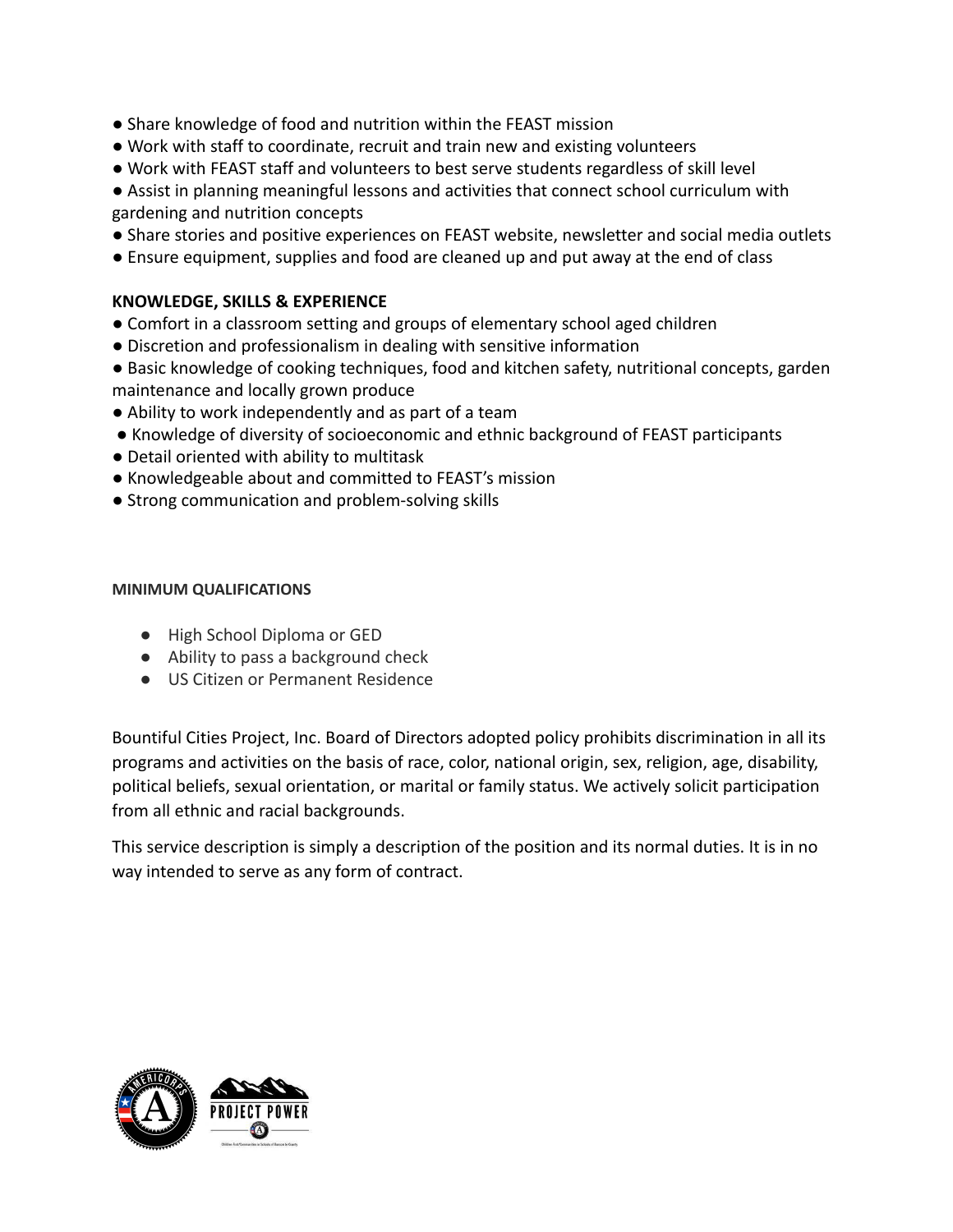- Share knowledge of food and nutrition within the FEAST mission
- Work with staff to coordinate, recruit and train new and existing volunteers
- Work with FEAST staff and volunteers to best serve students regardless of skill level
- Assist in planning meaningful lessons and activities that connect school curriculum with gardening and nutrition concepts
- Share stories and positive experiences on FEAST website, newsletter and social media outlets
- Ensure equipment, supplies and food are cleaned up and put away at the end of class

**KNOWLEDGE, SKILLS & EXPERIENCE**

- Comfort in a classroom setting and groups of elementary school aged children
- Discretion and professionalism in dealing with sensitive information
- Basic knowledge of cooking techniques, food and kitchen safety, nutritional concepts, garden maintenance and locally grown produce
- Ability to work independently and as part of a team
- Knowledge of diversity of socioeconomic and ethnic background of FEAST participants
- Detail oriented with ability to multitask
- Knowledgeable about and committed to FEAST's mission
- Strong communication and problem-solving skills

**MINIMUM QUALIFICATIONS**

- High School Diploma or GED
- Ability to pass a background check
- US Citizen or Permanent Residence

Bountiful Cities Project, Inc. Board of Directors adopted policy prohibits discrimination in all its programs and activities on the basis of race, color, national origin, sex, religion, age, disability, political beliefs, sexual orientation, or marital or family status. We actively solicit participation from all ethnic and racial backgrounds.

This service description is simply a description of the position and its normal duties. It is in no way intended to serve as any form of contract.